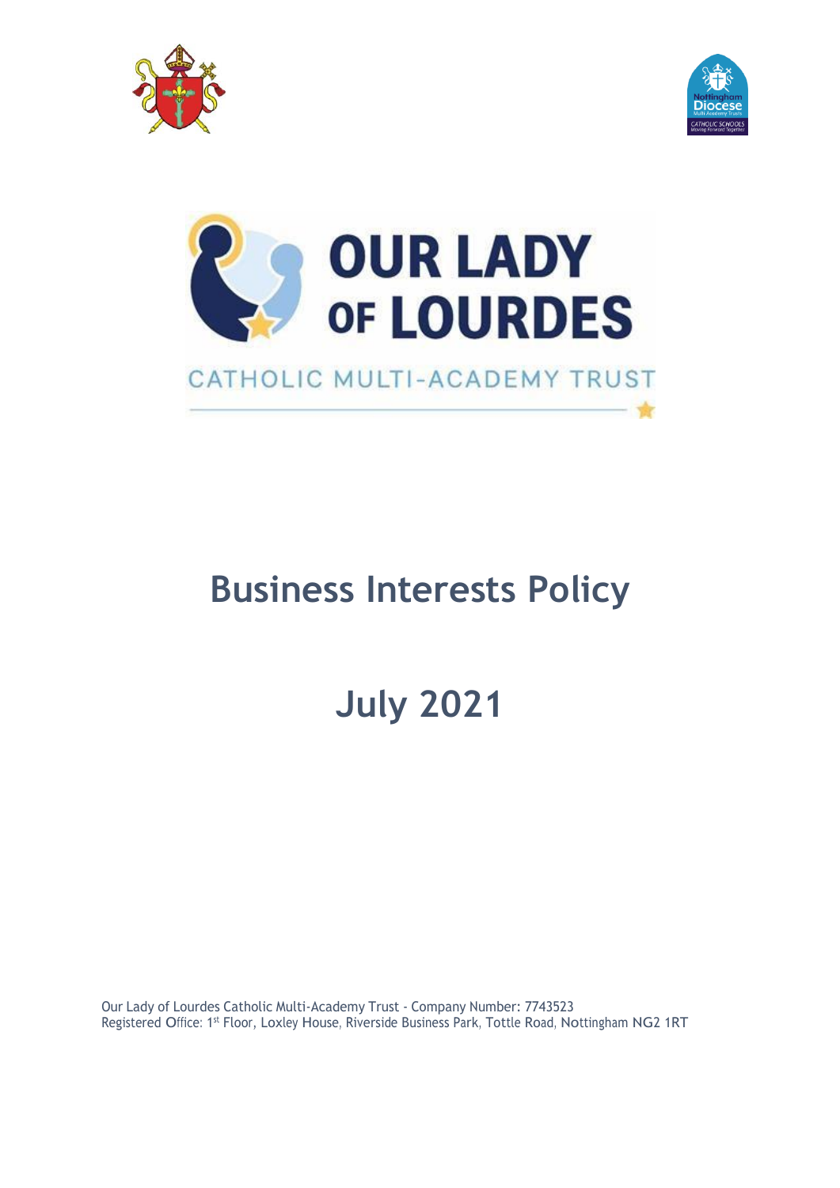# Business Interests Policy

# July 2021

Our Lady of Lourdes Catholic Multi-Academy Trust - Company Number: 7743523
Registered Office: 1st Floor, Loxley House, Riverside Business Park, Tottle Road, Nottingham NG2 1RT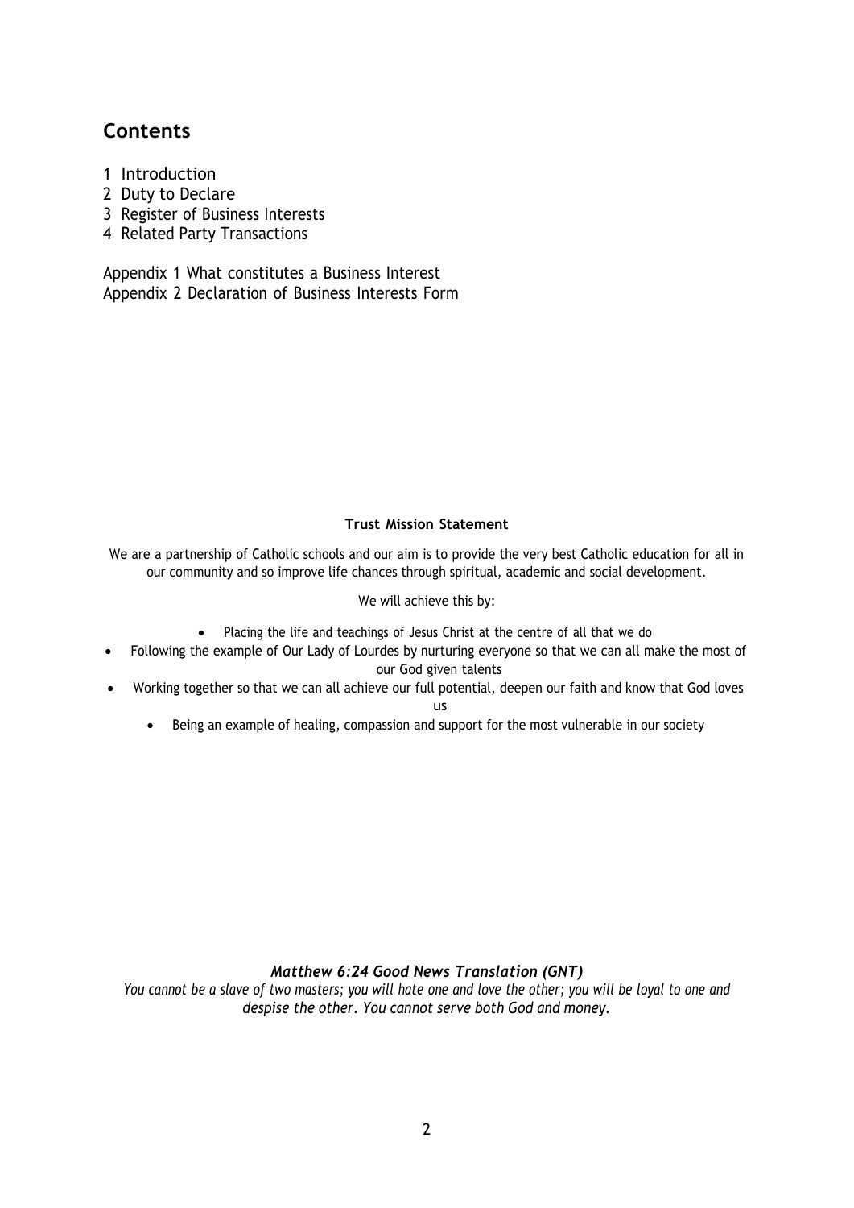## Contents

1 Introduction
2 Duty to Declare
3 Register of Business Interests
4 Related Party Transactions

Appendix 1 What constitutes a Business Interest
Appendix 2 Declaration of Business Interests Form

**Trust Mission Statement**

We are a partnership of Catholic schools and our aim is to provide the very best Catholic education for all in our community and so improve life chances through spiritual, academic and social development.

We will achieve this by:

- Placing the life and teachings of Jesus Christ at the centre of all that we do
- Following the example of Our Lady of Lourdes by nurturing everyone so that we can all make the most of our God given talents
- Working together so that we can all achieve our full potential, deepen our faith and know that God loves us
- Being an example of healing, compassion and support for the most vulnerable in our society

***Matthew 6:24 Good News Translation (GNT)***

*You cannot be a slave of two masters; you will hate one and love the other; you will be loyal to one and despise the other. You cannot serve both God and money.*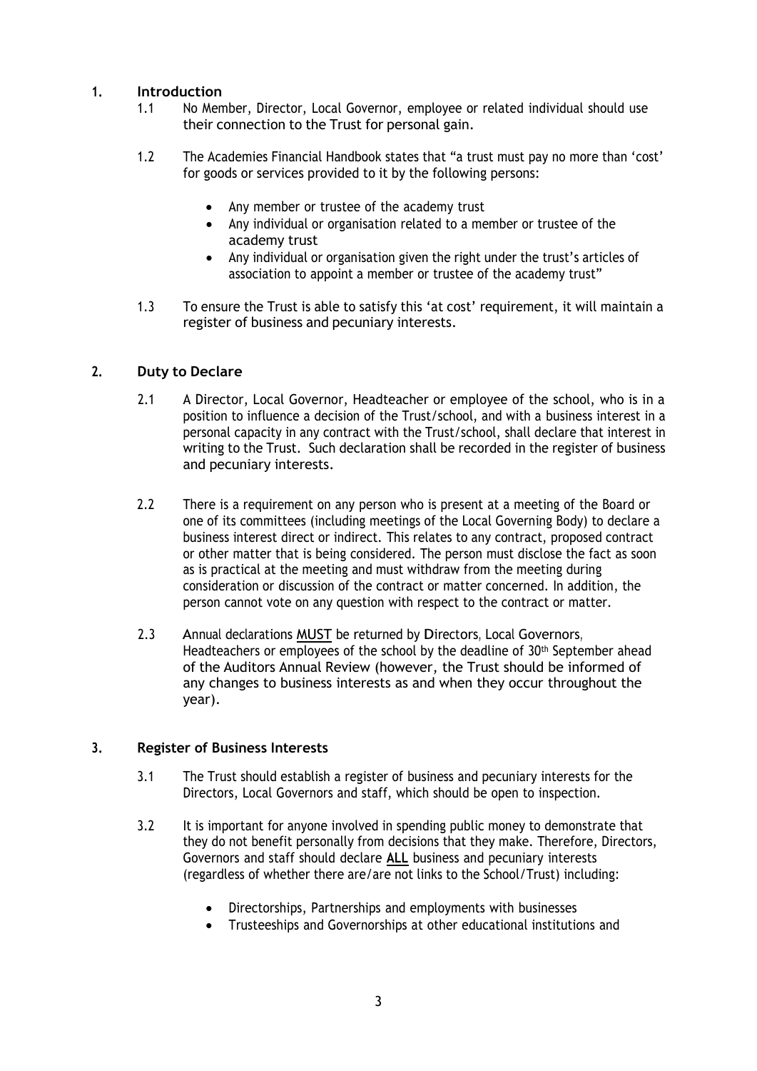## 1. Introduction

1.1 No Member, Director, Local Governor, employee or related individual should use their connection to the Trust for personal gain.

1.2 The Academies Financial Handbook states that "a trust must pay no more than 'cost' for goods or services provided to it by the following persons:

- Any member or trustee of the academy trust
- Any individual or organisation related to a member or trustee of the academy trust
- Any individual or organisation given the right under the trust's articles of association to appoint a member or trustee of the academy trust"

1.3 To ensure the Trust is able to satisfy this 'at cost' requirement, it will maintain a register of business and pecuniary interests.

## 2. Duty to Declare

2.1 A Director, Local Governor, Headteacher or employee of the school, who is in a position to influence a decision of the Trust/school, and with a business interest in a personal capacity in any contract with the Trust/school, shall declare that interest in writing to the Trust. Such declaration shall be recorded in the register of business and pecuniary interests.

2.2 There is a requirement on any person who is present at a meeting of the Board or one of its committees (including meetings of the Local Governing Body) to declare a business interest direct or indirect. This relates to any contract, proposed contract or other matter that is being considered. The person must disclose the fact as soon as is practical at the meeting and must withdraw from the meeting during consideration or discussion of the contract or matter concerned. In addition, the person cannot vote on any question with respect to the contract or matter.

2.3 Annual declarations <u>MUST</u> be returned by Directors, Local Governors, Headteachers or employees of the school by the deadline of 30th September ahead of the Auditors Annual Review (however, the Trust should be informed of any changes to business interests as and when they occur throughout the year).

## 3. Register of Business Interests

3.1 The Trust should establish a register of business and pecuniary interests for the Directors, Local Governors and staff, which should be open to inspection.

3.2 It is important for anyone involved in spending public money to demonstrate that they do not benefit personally from decisions that they make. Therefore, Directors, Governors and staff should declare **<u>ALL</u>** business and pecuniary interests (regardless of whether there are/are not links to the School/Trust) including:

- Directorships, Partnerships and employments with businesses
- Trusteeships and Governorships at other educational institutions and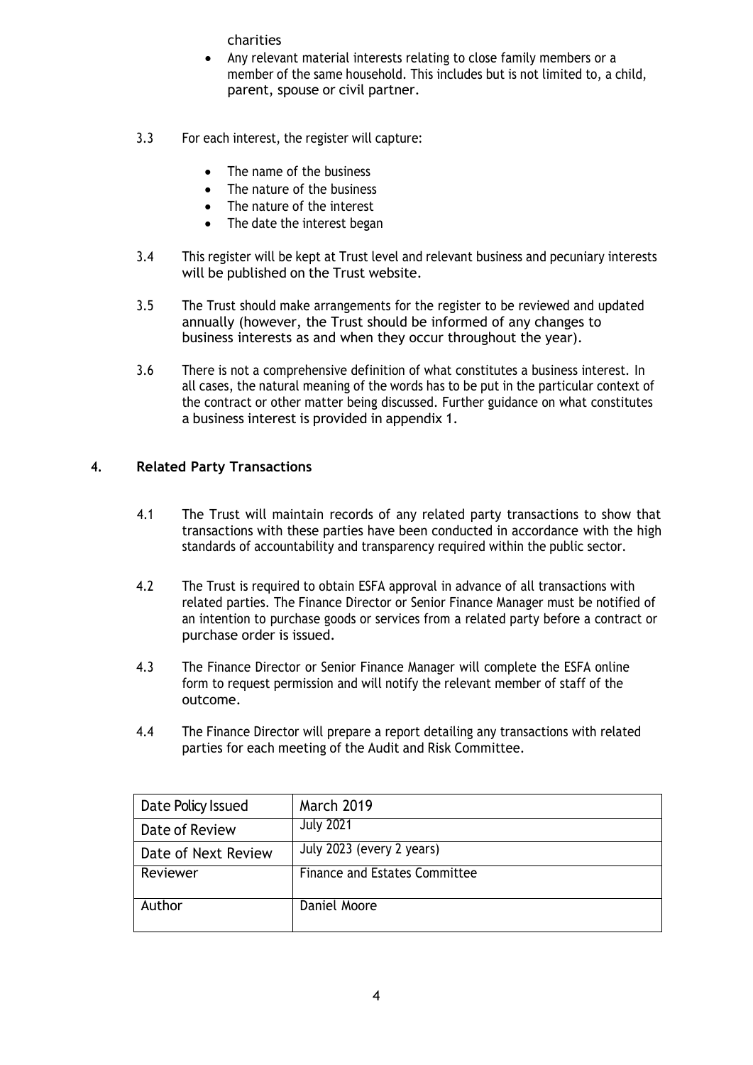charities

- Any relevant material interests relating to close family members or a member of the same household. This includes but is not limited to, a child, parent, spouse or civil partner.

3.3 For each interest, the register will capture:

- The name of the business
- The nature of the business
- The nature of the interest
- The date the interest began

3.4 This register will be kept at Trust level and relevant business and pecuniary interests will be published on the Trust website.

3.5 The Trust should make arrangements for the register to be reviewed and updated annually (however, the Trust should be informed of any changes to business interests as and when they occur throughout the year).

3.6 There is not a comprehensive definition of what constitutes a business interest. In all cases, the natural meaning of the words has to be put in the particular context of the contract or other matter being discussed. Further guidance on what constitutes a business interest is provided in appendix 1.

## 4. Related Party Transactions

4.1 The Trust will maintain records of any related party transactions to show that transactions with these parties have been conducted in accordance with the high standards of accountability and transparency required within the public sector.

4.2 The Trust is required to obtain ESFA approval in advance of all transactions with related parties. The Finance Director or Senior Finance Manager must be notified of an intention to purchase goods or services from a related party before a contract or purchase order is issued.

4.3 The Finance Director or Senior Finance Manager will complete the ESFA online form to request permission and will notify the relevant member of staff of the outcome.

4.4 The Finance Director will prepare a report detailing any transactions with related parties for each meeting of the Audit and Risk Committee.

| Date Policy Issued | March 2019 |
|---|---|
| Date of Review | July 2021 |
| Date of Next Review | July 2023 (every 2 years) |
| Reviewer | Finance and Estates Committee |
| Author | Daniel Moore |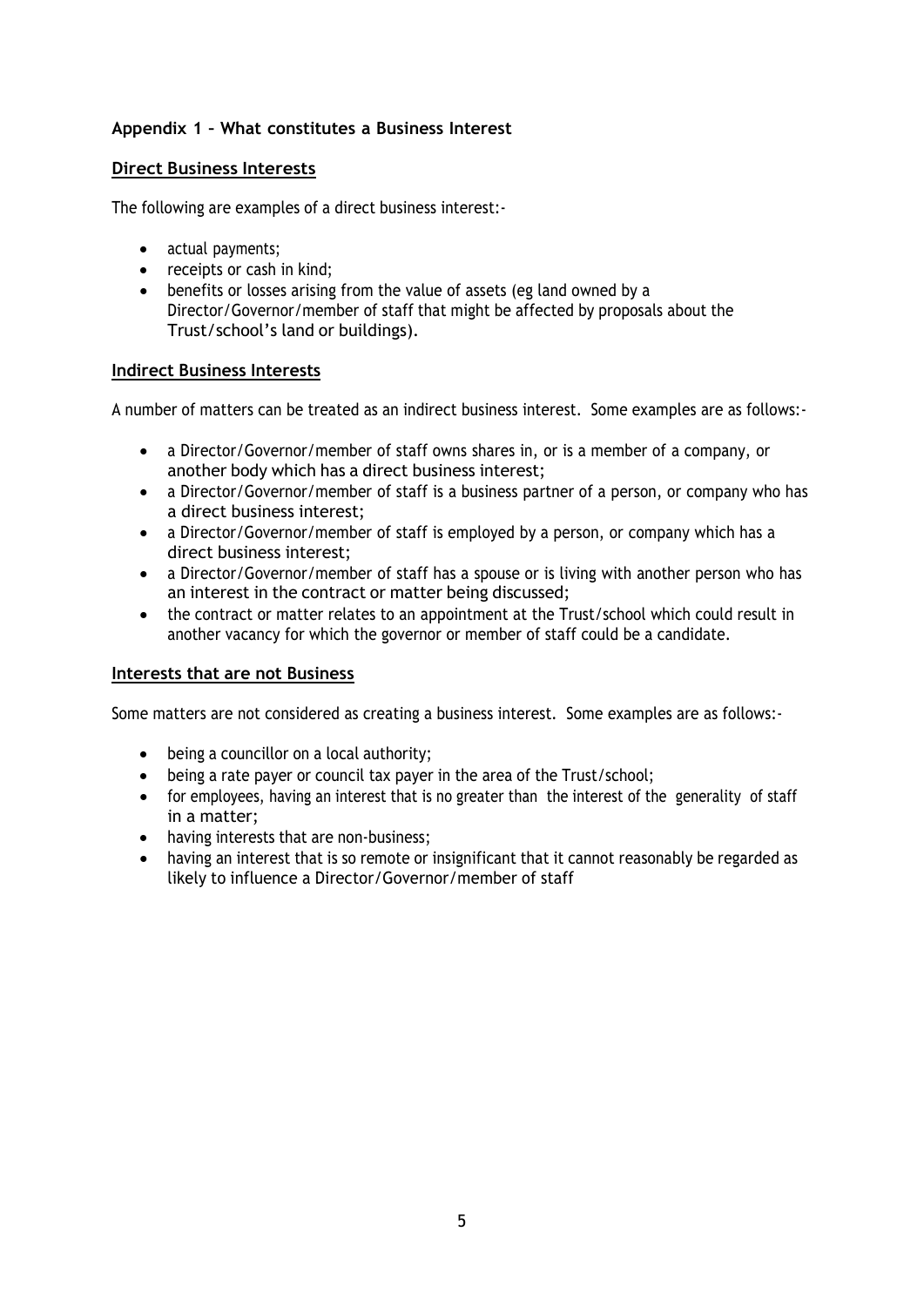### Appendix 1 – What constitutes a Business Interest

#### Direct Business Interests

The following are examples of a direct business interest:-

- actual payments;
- receipts or cash in kind;
- benefits or losses arising from the value of assets (eg land owned by a Director/Governor/member of staff that might be affected by proposals about the Trust/school's land or buildings).

#### Indirect Business Interests

A number of matters can be treated as an indirect business interest. Some examples are as follows:-

- a Director/Governor/member of staff owns shares in, or is a member of a company, or another body which has a direct business interest;
- a Director/Governor/member of staff is a business partner of a person, or company who has a direct business interest;
- a Director/Governor/member of staff is employed by a person, or company which has a direct business interest;
- a Director/Governor/member of staff has a spouse or is living with another person who has an interest in the contract or matter being discussed;
- the contract or matter relates to an appointment at the Trust/school which could result in another vacancy for which the governor or member of staff could be a candidate.

#### Interests that are not Business

Some matters are not considered as creating a business interest. Some examples are as follows:-

- being a councillor on a local authority;
- being a rate payer or council tax payer in the area of the Trust/school;
- for employees, having an interest that is no greater than the interest of the generality of staff in a matter;
- having interests that are non-business;
- having an interest that is so remote or insignificant that it cannot reasonably be regarded as likely to influence a Director/Governor/member of staff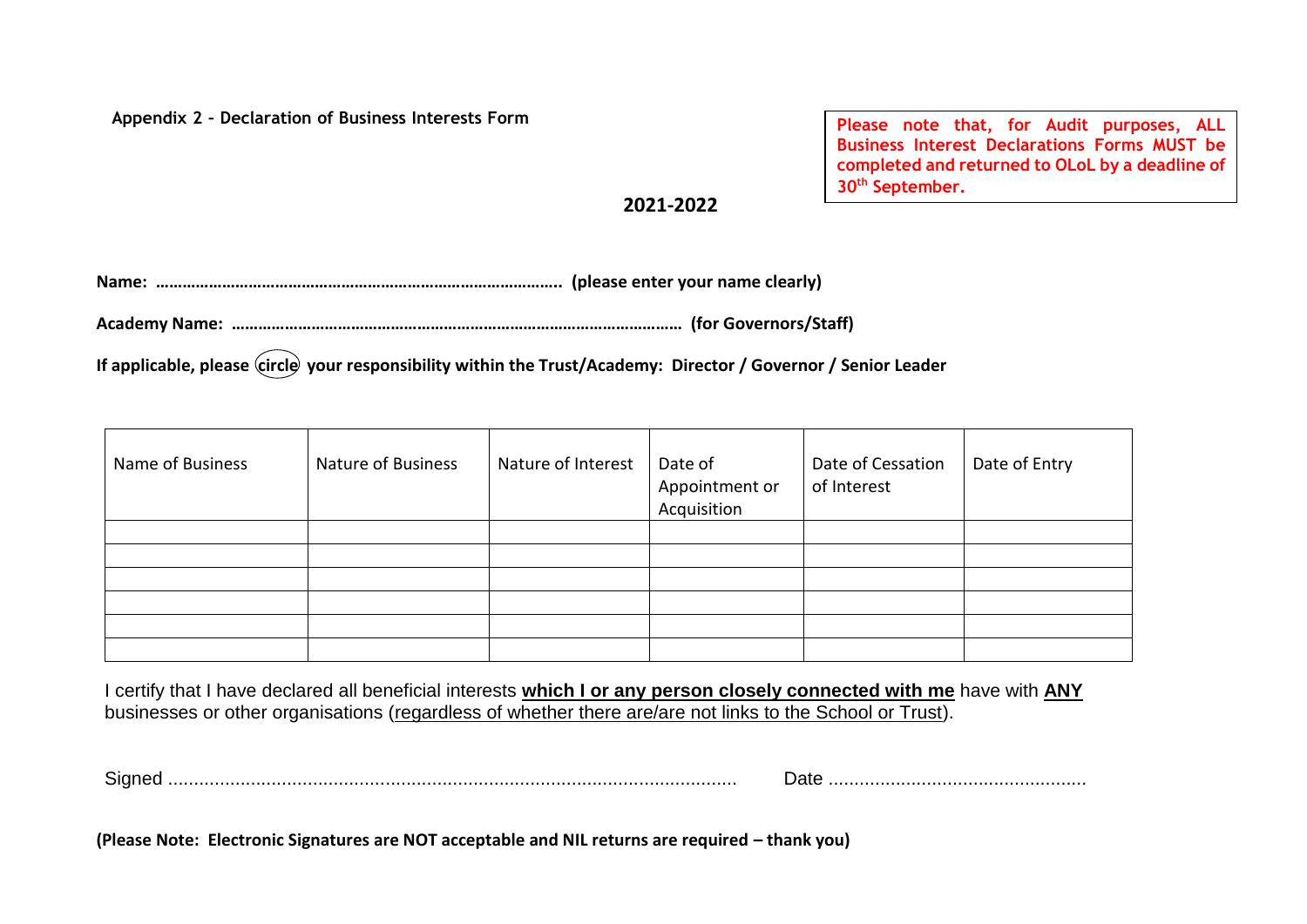**Appendix 2 – Declaration of Business Interests Form**

**Please note that, for Audit purposes, ALL Business Interest Declarations Forms MUST be completed and returned to OLoL by a deadline of 30th September.**

**2021-2022**

**Name: …………………………………………………………………………….. (please enter your name clearly)**

**Academy Name: ……………………………………………………………………………………… (for Governors/Staff)**

**If applicable, please circle your responsibility within the Trust/Academy: Director / Governor / Senior Leader**

| Name of Business | Nature of Business | Nature of Interest | Date of Appointment or Acquisition | Date of Cessation of Interest | Date of Entry |
|---|---|---|---|---|---|
| | | | | | |
| | | | | | |
| | | | | | |
| | | | | | |
| | | | | | |
| | | | | | |

I certify that I have declared all beneficial interests **which I or any person closely connected with me** have with **ANY** businesses or other organisations (regardless of whether there are/are not links to the School or Trust).

Signed ............................................................................................................ Date .................................................

**(Please Note: Electronic Signatures are NOT acceptable and NIL returns are required – thank you)**